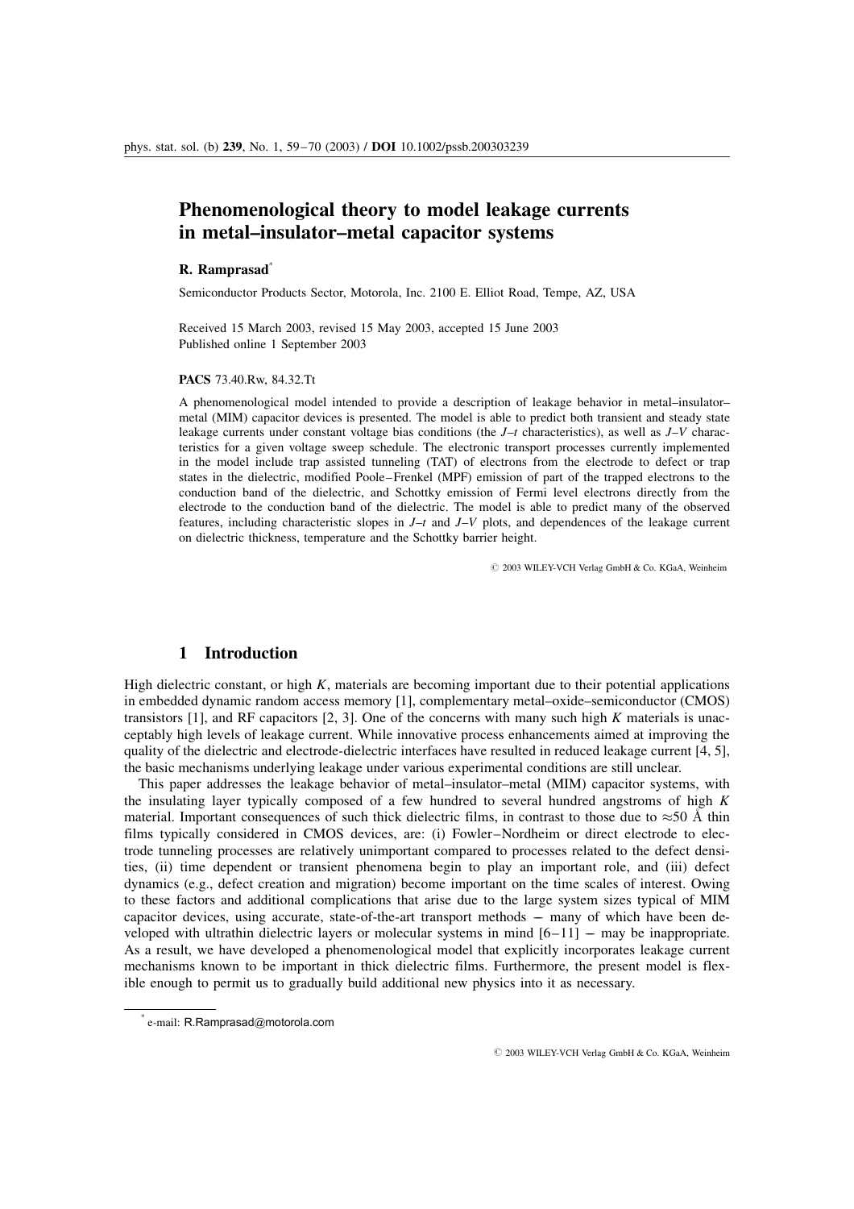# Phenomenological theory to model leakage currents in metal–insulator–metal capacitor systems

**R. Ramprasad**[*]

Semiconductor Products Sector, Motorola, Inc. 2100 E. Elliot Road, Tempe, AZ, USA

Received 15 March 2003, revised 15 May 2003, accepted 15 June 2003
Published online 1 September 2003

**PACS** 73.40.Rw, 84.32.Tt

A phenomenological model intended to provide a description of leakage behavior in metal–insulator–metal (MIM) capacitor devices is presented. The model is able to predict both transient and steady state leakage currents under constant voltage bias conditions (the *J–t* characteristics), as well as *J–V* characteristics for a given voltage sweep schedule. The electronic transport processes currently implemented in the model include trap assisted tunneling (TAT) of electrons from the electrode to defect or trap states in the dielectric, modified Poole–Frenkel (MPF) emission of part of the trapped electrons to the conduction band of the dielectric, and Schottky emission of Fermi level electrons directly from the electrode to the conduction band of the dielectric. The model is able to predict many of the observed features, including characteristic slopes in *J–t* and *J–V* plots, and dependences of the leakage current on dielectric thickness, temperature and the Schottky barrier height.

© 2003 WILEY-VCH Verlag GmbH & Co. KGaA, Weinheim

## 1 Introduction

High dielectric constant, or high *K*, materials are becoming important due to their potential applications in embedded dynamic random access memory [1], complementary metal–oxide–semiconductor (CMOS) transistors [1], and RF capacitors [2, 3]. One of the concerns with many such high *K* materials is unacceptably high levels of leakage current. While innovative process enhancements aimed at improving the quality of the dielectric and electrode-dielectric interfaces have resulted in reduced leakage current [4, 5], the basic mechanisms underlying leakage under various experimental conditions are still unclear.

This paper addresses the leakage behavior of metal–insulator–metal (MIM) capacitor systems, with the insulating layer typically composed of a few hundred to several hundred angstroms of high *K* material. Important consequences of such thick dielectric films, in contrast to those due to ≈50 Å thin films typically considered in CMOS devices, are: (i) Fowler–Nordheim or direct electrode to electrode tunneling processes are relatively unimportant compared to processes related to the defect densities, (ii) time dependent or transient phenomena begin to play an important role, and (iii) defect dynamics (e.g., defect creation and migration) become important on the time scales of interest. Owing to these factors and additional complications that arise due to the large system sizes typical of MIM capacitor devices, using accurate, state-of-the-art transport methods – many of which have been developed with ultrathin dielectric layers or molecular systems in mind [6–11] – may be inappropriate. As a result, we have developed a phenomenological model that explicitly incorporates leakage current mechanisms known to be important in thick dielectric films. Furthermore, the present model is flexible enough to permit us to gradually build additional new physics into it as necessary.

[*] e-mail: R.Ramprasad@motorola.com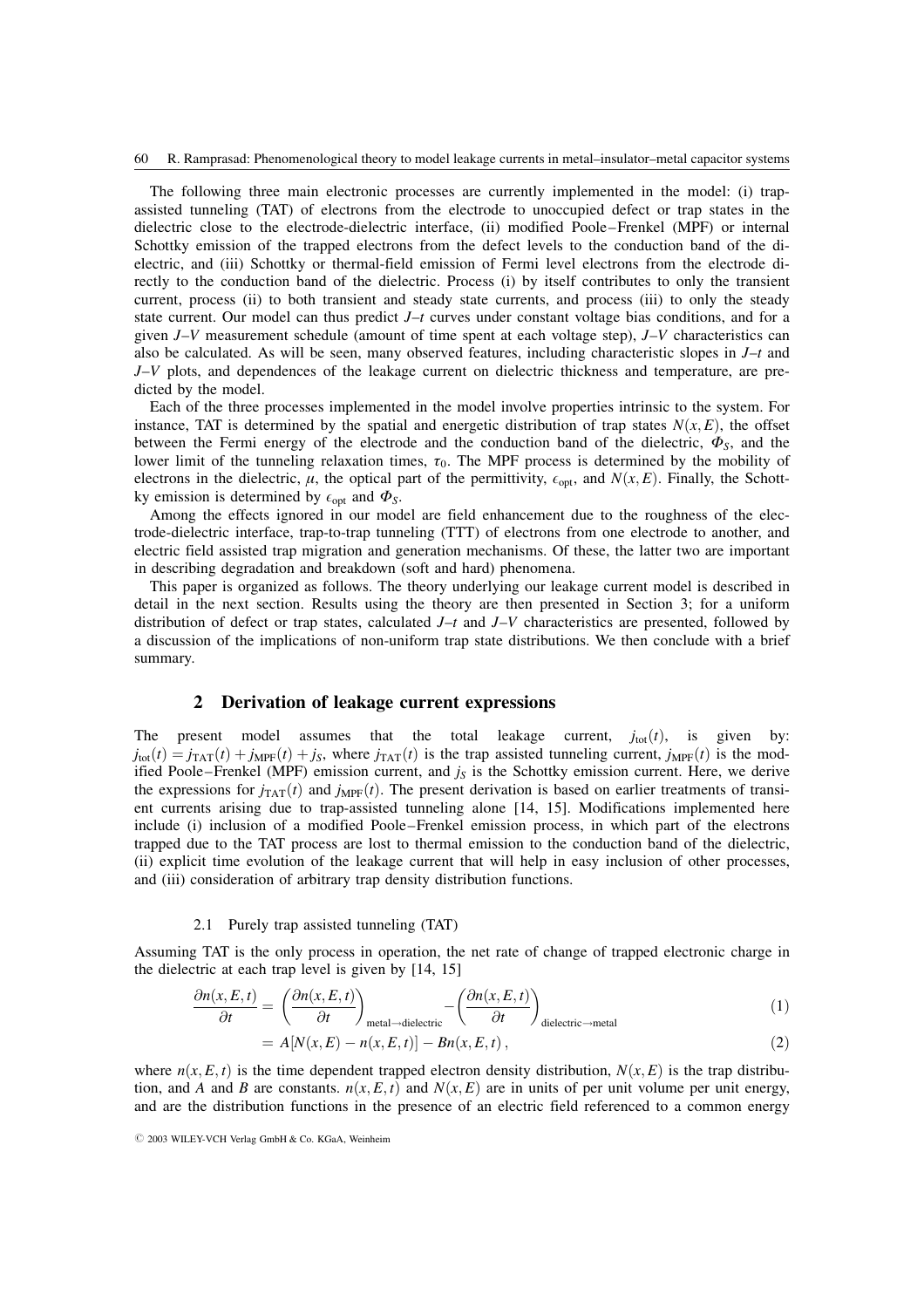The following three main electronic processes are currently implemented in the model: (i) trap-assisted tunneling (TAT) of electrons from the electrode to unoccupied defect or trap states in the dielectric close to the electrode-dielectric interface, (ii) modified Poole–Frenkel (MPF) or internal Schottky emission of the trapped electrons from the defect levels to the conduction band of the dielectric, and (iii) Schottky or thermal-field emission of Fermi level electrons from the electrode directly to the conduction band of the dielectric. Process (i) by itself contributes to only the transient current, process (ii) to both transient and steady state currents, and process (iii) to only the steady state current. Our model can thus predict *J–t* curves under constant voltage bias conditions, and for a given *J–V* measurement schedule (amount of time spent at each voltage step), *J–V* characteristics can also be calculated. As will be seen, many observed features, including characteristic slopes in *J–t* and *J–V* plots, and dependences of the leakage current on dielectric thickness and temperature, are predicted by the model.

Each of the three processes implemented in the model involve properties intrinsic to the system. For instance, TAT is determined by the spatial and energetic distribution of trap states $N(x, E)$, the offset between the Fermi energy of the electrode and the conduction band of the dielectric, $\Phi_S$, and the lower limit of the tunneling relaxation times, $\tau_0$. The MPF process is determined by the mobility of electrons in the dielectric, $\mu$, the optical part of the permittivity, $\epsilon_{\text{opt}}$, and $N(x, E)$. Finally, the Schottky emission is determined by $\epsilon_{\text{opt}}$ and $\Phi_S$.

Among the effects ignored in our model are field enhancement due to the roughness of the electrode-dielectric interface, trap-to-trap tunneling (TTT) of electrons from one electrode to another, and electric field assisted trap migration and generation mechanisms. Of these, the latter two are important in describing degradation and breakdown (soft and hard) phenomena.

This paper is organized as follows. The theory underlying our leakage current model is described in detail in the next section. Results using the theory are then presented in Section 3; for a uniform distribution of defect or trap states, calculated *J–t* and *J–V* characteristics are presented, followed by a discussion of the implications of non-uniform trap state distributions. We then conclude with a brief summary.

## 2 Derivation of leakage current expressions

The present model assumes that the total leakage current, $j_{\text{tot}}(t)$, is given by: $j_{\text{tot}}(t) = j_{\text{TAT}}(t) + j_{\text{MPF}}(t) + j_S$, where $j_{\text{TAT}}(t)$ is the trap assisted tunneling current, $j_{\text{MPF}}(t)$ is the modified Poole–Frenkel (MPF) emission current, and $j_S$ is the Schottky emission current. Here, we derive the expressions for $j_{\text{TAT}}(t)$ and $j_{\text{MPF}}(t)$. The present derivation is based on earlier treatments of transient currents arising due to trap-assisted tunneling alone [14, 15]. Modifications implemented here include (i) inclusion of a modified Poole–Frenkel emission process, in which part of the electrons trapped due to the TAT process are lost to thermal emission to the conduction band of the dielectric, (ii) explicit time evolution of the leakage current that will help in easy inclusion of other processes, and (iii) consideration of arbitrary trap density distribution functions.

### 2.1 Purely trap assisted tunneling (TAT)

Assuming TAT is the only process in operation, the net rate of change of trapped electronic charge in the dielectric at each trap level is given by [14, 15]

$$\frac{\partial n(x, E, t)}{\partial t} = \left(\frac{\partial n(x, E, t)}{\partial t}\right)_{\text{metal}\to\text{dielectric}} - \left(\frac{\partial n(x, E, t)}{\partial t}\right)_{\text{dielectric}\to\text{metal}} \tag{1}$$

$$= A[N(x, E) - n(x, E, t)] - Bn(x, E, t)\,, \tag{2}$$

where $n(x, E, t)$ is the time dependent trapped electron density distribution, $N(x, E)$ is the trap distribution, and $A$ and $B$ are constants. $n(x, E, t)$ and $N(x, E)$ are in units of per unit volume per unit energy, and are the distribution functions in the presence of an electric field referenced to a common energy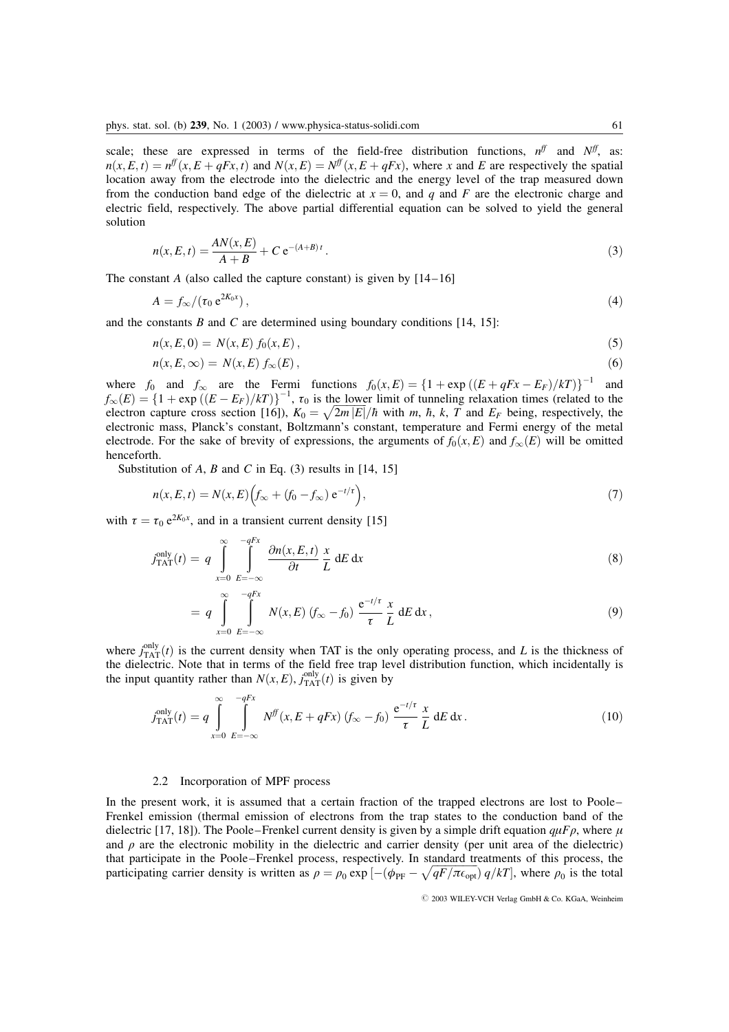scale; these are expressed in terms of the field-free distribution functions, $n^{ff}$ and $N^{ff}$, as: $n(x, E, t) = n^{ff}(x, E + qFx, t)$ and $N(x, E) = N^{ff}(x, E + qFx)$, where $x$ and $E$ are respectively the spatial location away from the electrode into the dielectric and the energy level of the trap measured down from the conduction band edge of the dielectric at $x = 0$, and $q$ and $F$ are the electronic charge and electric field, respectively. The above partial differential equation can be solved to yield the general solution

$$n(x, E, t) = \frac{AN(x, E)}{A + B} + C\,\mathrm{e}^{-(A+B)\,t}\,. \tag{3}$$

The constant $A$ (also called the capture constant) is given by [14–16]

$$A = f_\infty / (\tau_0\,\mathrm{e}^{2K_0 x})\,, \tag{4}$$

and the constants $B$ and $C$ are determined using boundary conditions [14, 15]:

$$n(x, E, 0) = N(x, E)\,f_0(x, E)\,, \tag{5}$$

$$n(x, E, \infty) = N(x, E)\,f_\infty(E)\,, \tag{6}$$

where $f_0$ and $f_\infty$ are the Fermi functions $f_0(x, E) = \{1 + \exp\left((E + qFx - E_F)/kT\right)\}^{-1}$ and $f_\infty(E) = \{1 + \exp\left((E - E_F)/kT\right)\}^{-1}$, $\tau_0$ is the lower limit of tunneling relaxation times (related to the electron capture cross section [16]), $K_0 = \sqrt{2m\,|E|}/\hbar$ with $m$, $\hbar$, $k$, $T$ and $E_F$ being, respectively, the electronic mass, Planck's constant, Boltzmann's constant, temperature and Fermi energy of the metal electrode. For the sake of brevity of expressions, the arguments of $f_0(x, E)$ and $f_\infty(E)$ will be omitted henceforth.

Substitution of $A$, $B$ and $C$ in Eq. (3) results in [14, 15]

$$n(x, E, t) = N(x, E)\Big(f_\infty + (f_0 - f_\infty)\,\mathrm{e}^{-t/\tau}\Big)\,, \tag{7}$$

with $\tau = \tau_0\,\mathrm{e}^{2K_0 x}$, and in a transient current density [15]

$$j^{\text{only}}_{\text{TAT}}(t) = q \int\limits_{x=0}^{\infty} \int\limits_{E=-\infty}^{-qFx} \frac{\partial n(x, E, t)}{\partial t}\,\frac{x}{L}\,\mathrm{d}E\,\mathrm{d}x \tag{8}$$

$$= q \int\limits_{x=0}^{\infty} \int\limits_{E=-\infty}^{-qFx} N(x, E)\,(f_\infty - f_0)\,\frac{\mathrm{e}^{-t/\tau}}{\tau}\,\frac{x}{L}\,\mathrm{d}E\,\mathrm{d}x\,, \tag{9}$$

where $j^{\text{only}}_{\text{TAT}}(t)$ is the current density when TAT is the only operating process, and $L$ is the thickness of the dielectric. Note that in terms of the field free trap level distribution function, which incidentally is the input quantity rather than $N(x, E)$, $j^{\text{only}}_{\text{TAT}}(t)$ is given by

$$j^{\text{only}}_{\text{TAT}}(t) = q \int\limits_{x=0}^{\infty} \int\limits_{E=-\infty}^{-qFx} N^{ff}(x, E + qFx)\,(f_\infty - f_0)\,\frac{\mathrm{e}^{-t/\tau}}{\tau}\,\frac{x}{L}\,\mathrm{d}E\,\mathrm{d}x\,. \tag{10}$$

### 2.2 Incorporation of MPF process

In the present work, it is assumed that a certain fraction of the trapped electrons are lost to Poole–Frenkel emission (thermal emission of electrons from the trap states to the conduction band of the dielectric [17, 18]). The Poole–Frenkel current density is given by a simple drift equation $q\mu F\rho$, where $\mu$ and $\rho$ are the electronic mobility in the dielectric and carrier density (per unit area of the dielectric) that participate in the Poole–Frenkel process, respectively. In standard treatments of this process, the participating carrier density is written as $\rho = \rho_0 \exp\left[-\left(\phi_{\text{PF}} - \sqrt{qF/\pi\epsilon_{\text{opt}}}\right) q/kT\right]$, where $\rho_0$ is the total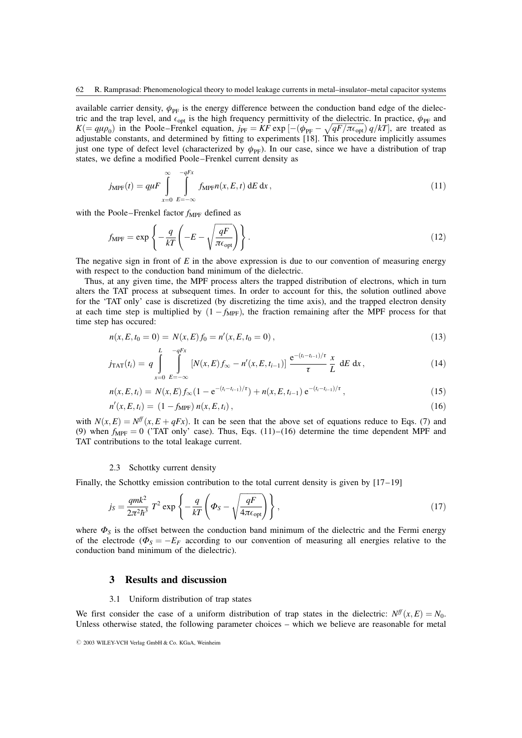available carrier density, $\phi_{\mathrm{PF}}$ is the energy difference between the conduction band edge of the dielectric and the trap level, and $\epsilon_{\mathrm{opt}}$ is the high frequency permittivity of the dielectric. In practice, $\phi_{\mathrm{PF}}$ and $K(= q\mu\rho_0)$ in the Poole–Frenkel equation, $j_{\mathrm{PF}} = KF \exp\left[-(\phi_{\mathrm{PF}} - \sqrt{qF/\pi\epsilon_{\mathrm{opt}}})\, q/kT\right]$, are treated as adjustable constants, and determined by fitting to experiments [18]. This procedure implicitly assumes just one type of defect level (characterized by $\phi_{\mathrm{PF}}$). In our case, since we have a distribution of trap states, we define a modified Poole–Frenkel current density as

$$j_{\mathrm{MPF}}(t) = q\mu F \int_{x=0}^{\infty} \int_{E=-\infty}^{-qFx} f_{\mathrm{MPF}}\, n(x,E,t)\, \mathrm{d}E\, \mathrm{d}x\,, \tag{11}$$

with the Poole–Frenkel factor $f_{\mathrm{MPF}}$ defined as

$$f_{\mathrm{MPF}} = \exp\left\{-\frac{q}{kT}\left(-E - \sqrt{\frac{qF}{\pi\epsilon_{\mathrm{opt}}}}\right)\right\}. \tag{12}$$

The negative sign in front of $E$ in the above expression is due to our convention of measuring energy with respect to the conduction band minimum of the dielectric.

Thus, at any given time, the MPF process alters the trapped distribution of electrons, which in turn alters the TAT process at subsequent times. In order to account for this, the solution outlined above for the 'TAT only' case is discretized (by discretizing the time axis), and the trapped electron density at each time step is multiplied by $(1 - f_{\mathrm{MPF}})$, the fraction remaining after the MPF process for that time step has occured:

$$n(x,E,t_0 = 0) = N(x,E)\, f_0 = n'(x,E,t_0 = 0)\,, \tag{13}$$

$$j_{\mathrm{TAT}}(t_i) = q \int_{x=0}^{L} \int_{E=-\infty}^{-qFx} \left[N(x,E)\, f_\infty - n'(x,E,t_{i-1})\right] \frac{\mathrm{e}^{-(t_i - t_{i-1})/\tau}}{\tau}\, \frac{x}{L}\, \mathrm{d}E\, \mathrm{d}x\,, \tag{14}$$

$$n(x,E,t_i) = N(x,E)\, f_\infty \left(1 - \mathrm{e}^{-(t_i - t_{i-1})/\tau}\right) + n(x,E,t_{i-1})\, \mathrm{e}^{-(t_i - t_{i-1})/\tau}\,, \tag{15}$$

$$n'(x,E,t_i) = (1 - f_{\mathrm{MPF}})\, n(x,E,t_i)\,, \tag{16}$$

with $N(x,E) = N^{ff}(x, E + qFx)$. It can be seen that the above set of equations reduce to Eqs. (7) and (9) when $f_{\mathrm{MPF}} = 0$ ('TAT only' case). Thus, Eqs. (11)–(16) determine the time dependent MPF and TAT contributions to the total leakage current.

### 2.3 Schottky current density

Finally, the Schottky emission contribution to the total current density is given by [17–19]

$$j_S = \frac{qmk^2}{2\pi^2\hbar^3}\, T^2 \exp\left\{-\frac{q}{kT}\left(\Phi_S - \sqrt{\frac{qF}{4\pi\epsilon_{\mathrm{opt}}}}\right)\right\}, \tag{17}$$

where $\Phi_S$ is the offset between the conduction band minimum of the dielectric and the Fermi energy of the electrode ($\Phi_S = -E_F$ according to our convention of measuring all energies relative to the conduction band minimum of the dielectric).

## 3 Results and discussion

### 3.1 Uniform distribution of trap states

We first consider the case of a uniform distribution of trap states in the dielectric: $N^{ff}(x,E) = N_0$. Unless otherwise stated, the following parameter choices – which we believe are reasonable for metal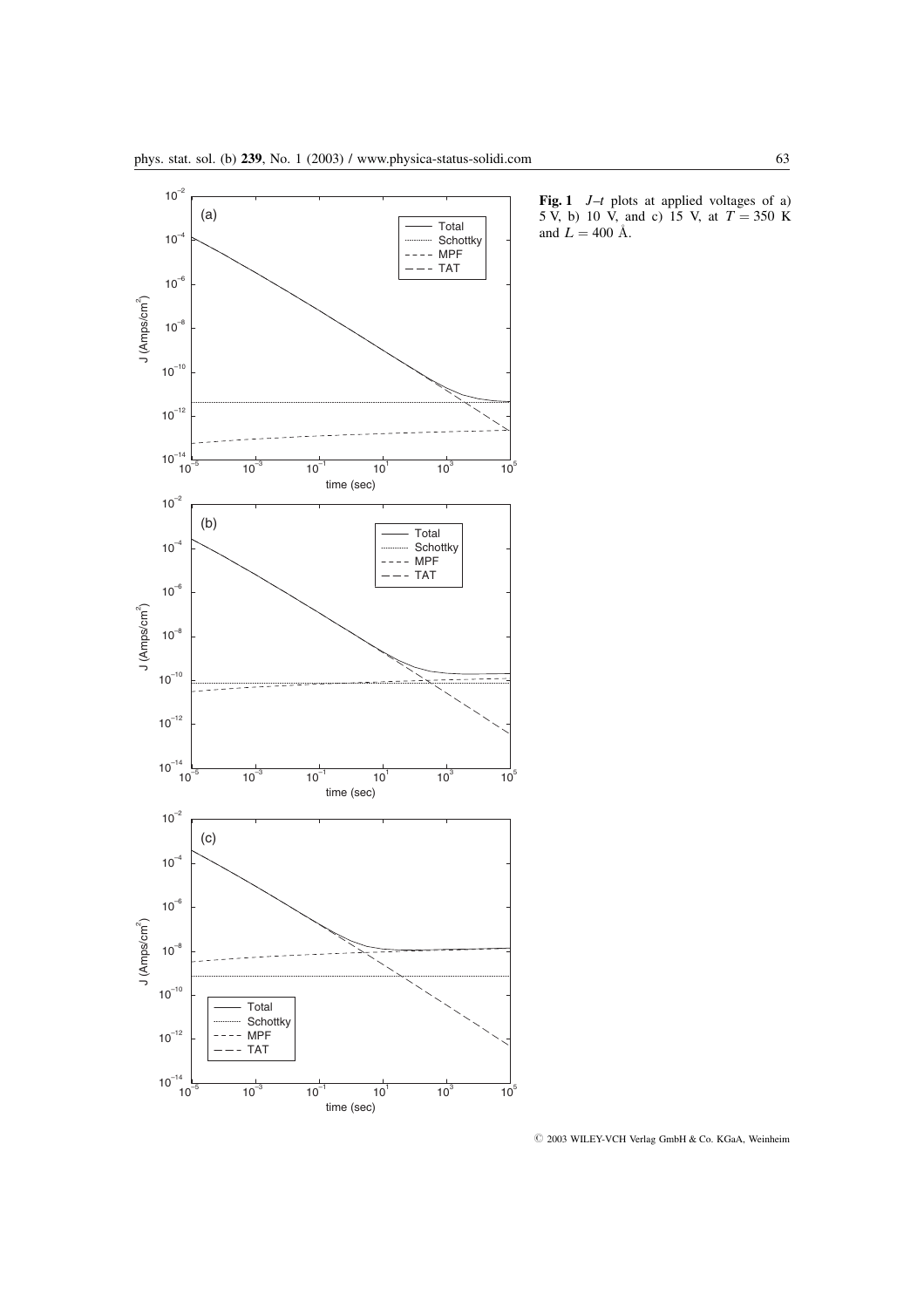**Fig. 1** $J$–$t$ plots at applied voltages of a) 5 V, b) 10 V, and c) 15 V, at $T = 350$ K and $L = 400$ Å.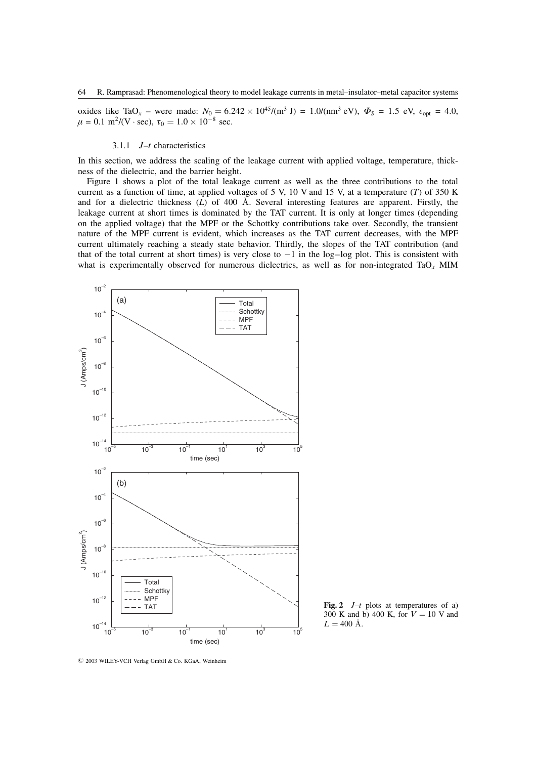oxides like $TaO_x$ – were made: $N_0 = 6.242 \times 10^{45}/(\text{m}^3\ \text{J}) = 1.0/(\text{nm}^3\ \text{eV})$, $\Phi_S = 1.5$ eV, $\epsilon_{\text{opt}} = 4.0$, $\mu = 0.1\ \text{m}^2/(\text{V} \cdot \text{sec})$, $\tau_0 = 1.0 \times 10^{-8}$ sec.

### 3.1.1 *J–t* characteristics

In this section, we address the scaling of the leakage current with applied voltage, temperature, thickness of the dielectric, and the barrier height.

Figure 1 shows a plot of the total leakage current as well as the three contributions to the total current as a function of time, at applied voltages of 5 V, 10 V and 15 V, at a temperature ($T$) of 350 K and for a dielectric thickness ($L$) of 400 Å. Several interesting features are apparent. Firstly, the leakage current at short times is dominated by the TAT current. It is only at longer times (depending on the applied voltage) that the MPF or the Schottky contributions take over. Secondly, the transient nature of the MPF current is evident, which increases as the TAT current decreases, with the MPF current ultimately reaching a steady state behavior. Thirdly, the slopes of the TAT contribution (and that of the total current at short times) is very close to −1 in the log–log plot. This is consistent with what is experimentally observed for numerous dielectrics, as well as for non-integrated $TaO_x$ MIM

**Fig. 2** *J–t* plots at temperatures of a) 300 K and b) 400 K, for $V = 10$ V and $L = 400$ Å.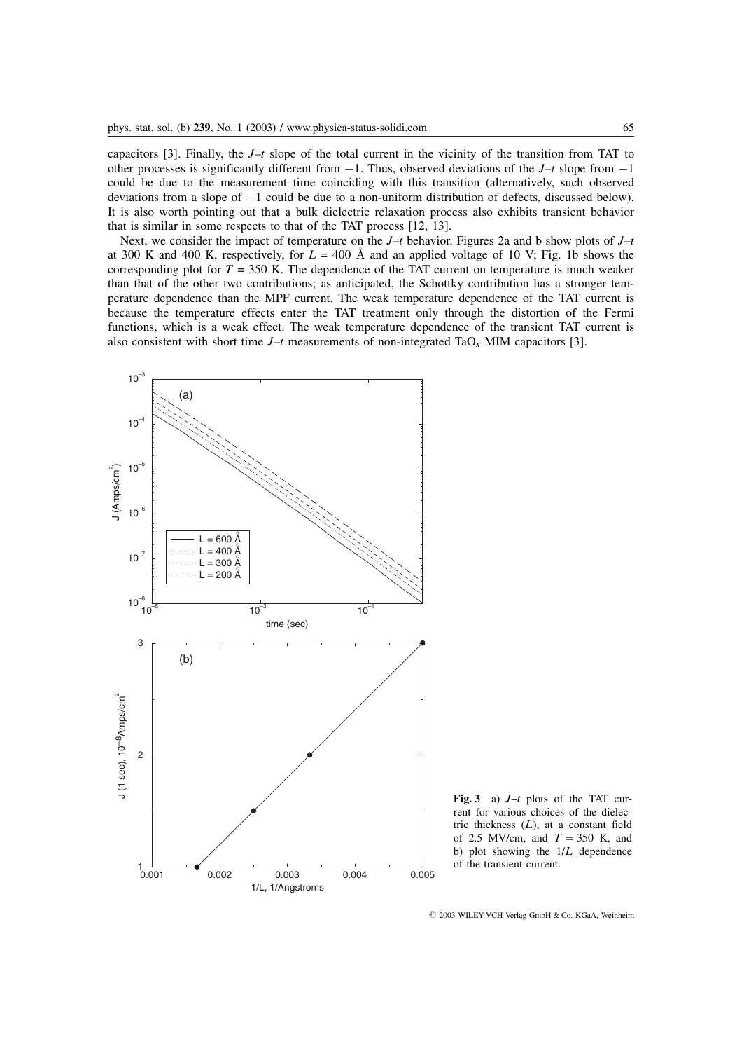capacitors [3]. Finally, the $J$–$t$ slope of the total current in the vicinity of the transition from TAT to other processes is significantly different from $-1$. Thus, observed deviations of the $J$–$t$ slope from $-1$ could be due to the measurement time coinciding with this transition (alternatively, such observed deviations from a slope of $-1$ could be due to a non-uniform distribution of defects, discussed below). It is also worth pointing out that a bulk dielectric relaxation process also exhibits transient behavior that is similar in some respects to that of the TAT process [12, 13].

Next, we consider the impact of temperature on the $J$–$t$ behavior. Figures 2a and b show plots of $J$–$t$ at 300 K and 400 K, respectively, for $L$ = 400 Å and an applied voltage of 10 V; Fig. 1b shows the corresponding plot for $T$ = 350 K. The dependence of the TAT current on temperature is much weaker than that of the other two contributions; as anticipated, the Schottky contribution has a stronger temperature dependence than the MPF current. The weak temperature dependence of the TAT current is because the temperature effects enter the TAT treatment only through the distortion of the Fermi functions, which is a weak effect. The weak temperature dependence of the transient TAT current is also consistent with short time $J$–$t$ measurements of non-integrated $TaO_x$ MIM capacitors [3].

**Fig. 3** a) $J$–$t$ plots of the TAT current for various choices of the dielectric thickness ($L$), at a constant field of 2.5 MV/cm, and $T$ = 350 K, and b) plot showing the $1/L$ dependence of the transient current.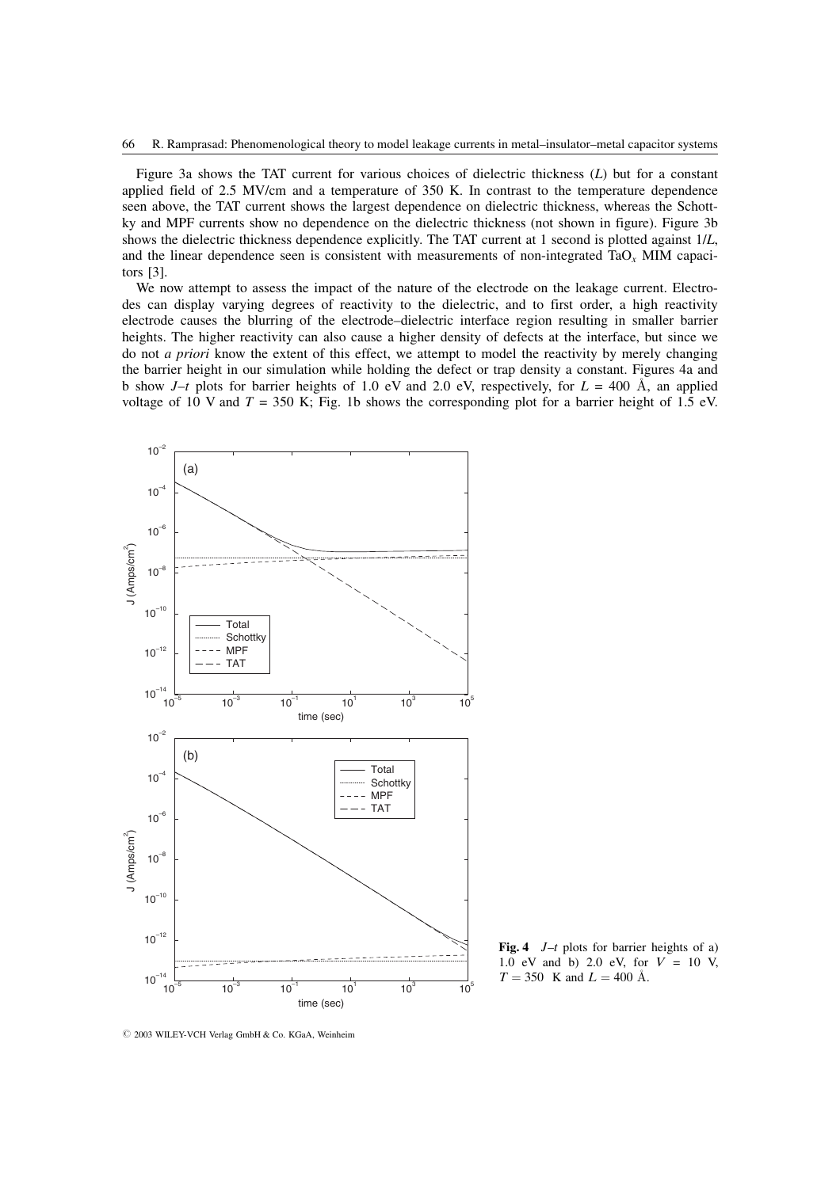Figure 3a shows the TAT current for various choices of dielectric thickness ($L$) but for a constant applied field of 2.5 MV/cm and a temperature of 350 K. In contrast to the temperature dependence seen above, the TAT current shows the largest dependence on dielectric thickness, whereas the Schottky and MPF currents show no dependence on the dielectric thickness (not shown in figure). Figure 3b shows the dielectric thickness dependence explicitly. The TAT current at 1 second is plotted against $1/L$, and the linear dependence seen is consistent with measurements of non-integrated $TaO_x$ MIM capacitors [3].

We now attempt to assess the impact of the nature of the electrode on the leakage current. Electrodes can display varying degrees of reactivity to the dielectric, and to first order, a high reactivity electrode causes the blurring of the electrode–dielectric interface region resulting in smaller barrier heights. The higher reactivity can also cause a higher density of defects at the interface, but since we do not *a priori* know the extent of this effect, we attempt to model the reactivity by merely changing the barrier height in our simulation while holding the defect or trap density a constant. Figures 4a and b show $J$–$t$ plots for barrier heights of 1.0 eV and 2.0 eV, respectively, for $L$ = 400 Å, an applied voltage of 10 V and $T$ = 350 K; Fig. 1b shows the corresponding plot for a barrier height of 1.5 eV.

**Fig. 4** $J$–$t$ plots for barrier heights of a) 1.0 eV and b) 2.0 eV, for $V$ = 10 V, $T$ = 350 K and $L$ = 400 Å.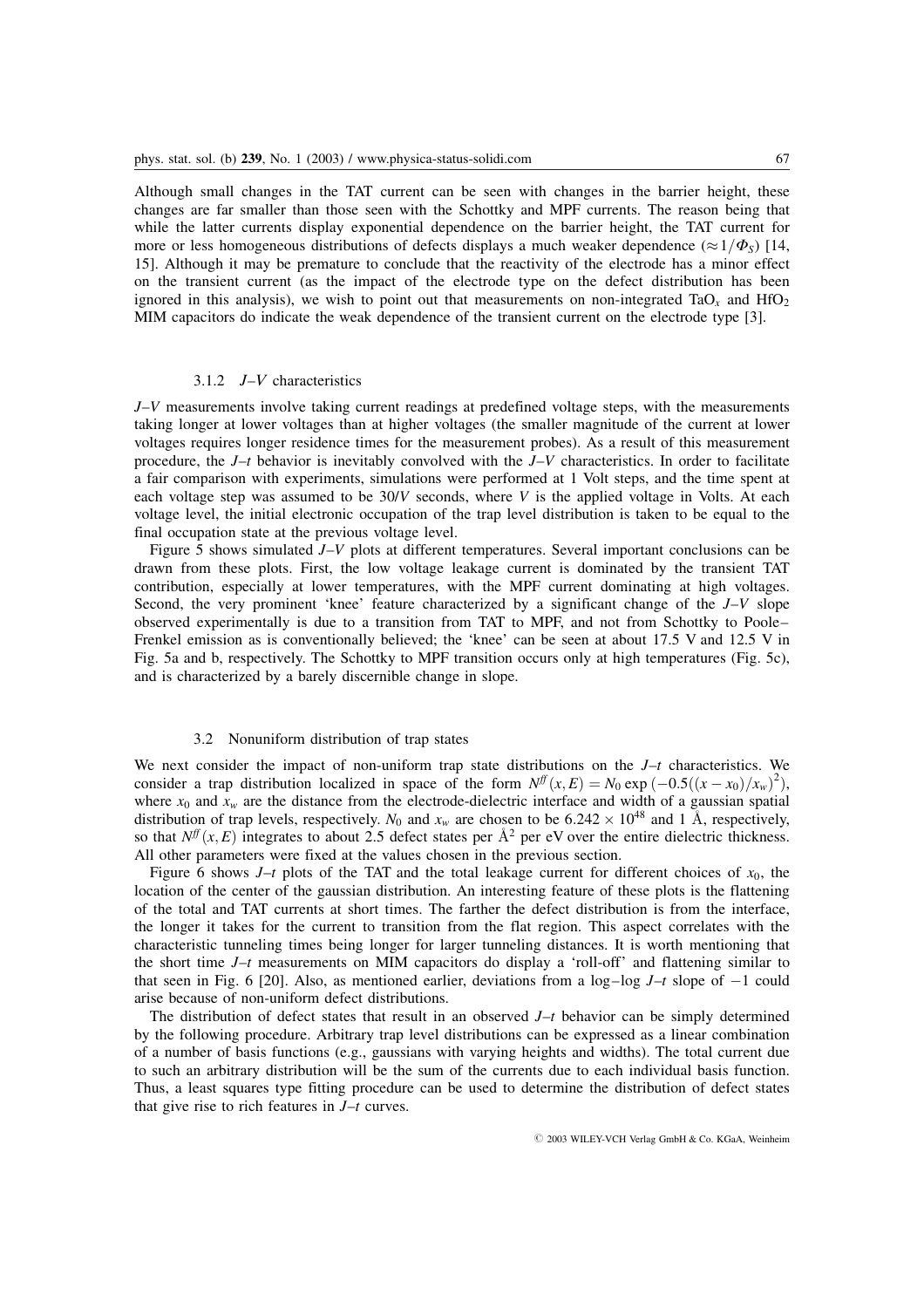Although small changes in the TAT current can be seen with changes in the barrier height, these changes are far smaller than those seen with the Schottky and MPF currents. The reason being that while the latter currents display exponential dependence on the barrier height, the TAT current for more or less homogeneous distributions of defects displays a much weaker dependence ($\approx 1/\Phi_S$) [14, 15]. Although it may be premature to conclude that the reactivity of the electrode has a minor effect on the transient current (as the impact of the electrode type on the defect distribution has been ignored in this analysis), we wish to point out that measurements on non-integrated $TaO_x$ and $HfO_2$ MIM capacitors do indicate the weak dependence of the transient current on the electrode type [3].

#### 3.1.2 *J–V* characteristics

*J–V* measurements involve taking current readings at predefined voltage steps, with the measurements taking longer at lower voltages than at higher voltages (the smaller magnitude of the current at lower voltages requires longer residence times for the measurement probes). As a result of this measurement procedure, the *J–t* behavior is inevitably convolved with the *J–V* characteristics. In order to facilitate a fair comparison with experiments, simulations were performed at 1 Volt steps, and the time spent at each voltage step was assumed to be $30/V$ seconds, where $V$ is the applied voltage in Volts. At each voltage level, the initial electronic occupation of the trap level distribution is taken to be equal to the final occupation state at the previous voltage level.

Figure 5 shows simulated *J–V* plots at different temperatures. Several important conclusions can be drawn from these plots. First, the low voltage leakage current is dominated by the transient TAT contribution, especially at lower temperatures, with the MPF current dominating at high voltages. Second, the very prominent 'knee' feature characterized by a significant change of the *J–V* slope observed experimentally is due to a transition from TAT to MPF, and not from Schottky to Poole–Frenkel emission as is conventionally believed; the 'knee' can be seen at about 17.5 V and 12.5 V in Fig. 5a and b, respectively. The Schottky to MPF transition occurs only at high temperatures (Fig. 5c), and is characterized by a barely discernible change in slope.

### 3.2 Nonuniform distribution of trap states

We next consider the impact of non-uniform trap state distributions on the *J–t* characteristics. We consider a trap distribution localized in space of the form $N^{ff}(x, E) = N_0 \exp\left(-0.5((x - x_0)/x_w)^2\right)$, where $x_0$ and $x_w$ are the distance from the electrode-dielectric interface and width of a gaussian spatial distribution of trap levels, respectively. $N_0$ and $x_w$ are chosen to be $6.242 \times 10^{48}$ and 1 Å, respectively, so that $N^{ff}(x, E)$ integrates to about 2.5 defect states per Å$^2$ per eV over the entire dielectric thickness. All other parameters were fixed at the values chosen in the previous section.

Figure 6 shows *J–t* plots of the TAT and the total leakage current for different choices of $x_0$, the location of the center of the gaussian distribution. An interesting feature of these plots is the flattening of the total and TAT currents at short times. The farther the defect distribution is from the interface, the longer it takes for the current to transition from the flat region. This aspect correlates with the characteristic tunneling times being longer for larger tunneling distances. It is worth mentioning that the short time *J–t* measurements on MIM capacitors do display a 'roll-off' and flattening similar to that seen in Fig. 6 [20]. Also, as mentioned earlier, deviations from a log–log *J–t* slope of $-1$ could arise because of non-uniform defect distributions.

The distribution of defect states that result in an observed *J–t* behavior can be simply determined by the following procedure. Arbitrary trap level distributions can be expressed as a linear combination of a number of basis functions (e.g., gaussians with varying heights and widths). The total current due to such an arbitrary distribution will be the sum of the currents due to each individual basis function. Thus, a least squares type fitting procedure can be used to determine the distribution of defect states that give rise to rich features in *J–t* curves.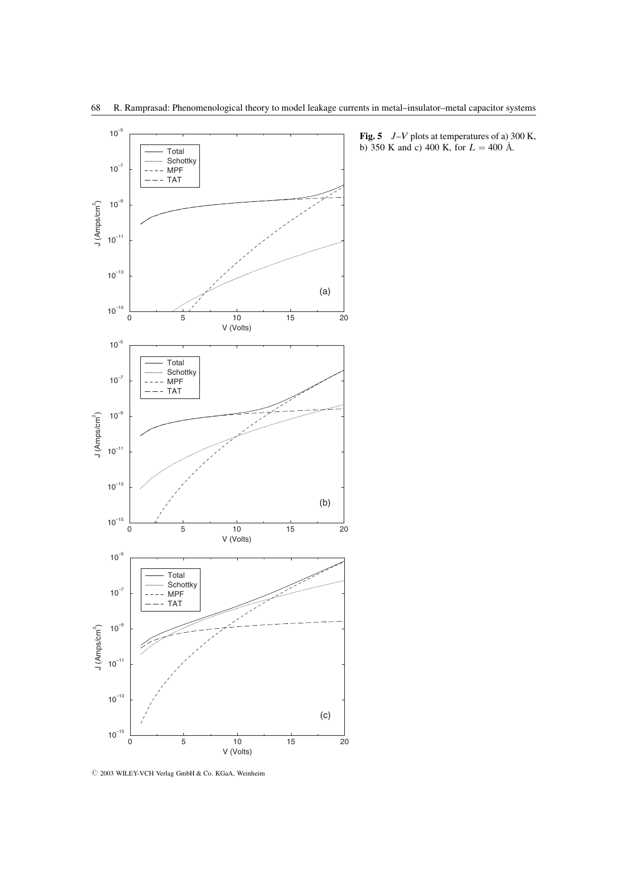**Fig. 5** $J$–$V$ plots at temperatures of a) 300 K, b) 350 K and c) 400 K, for $L = 400$ Å.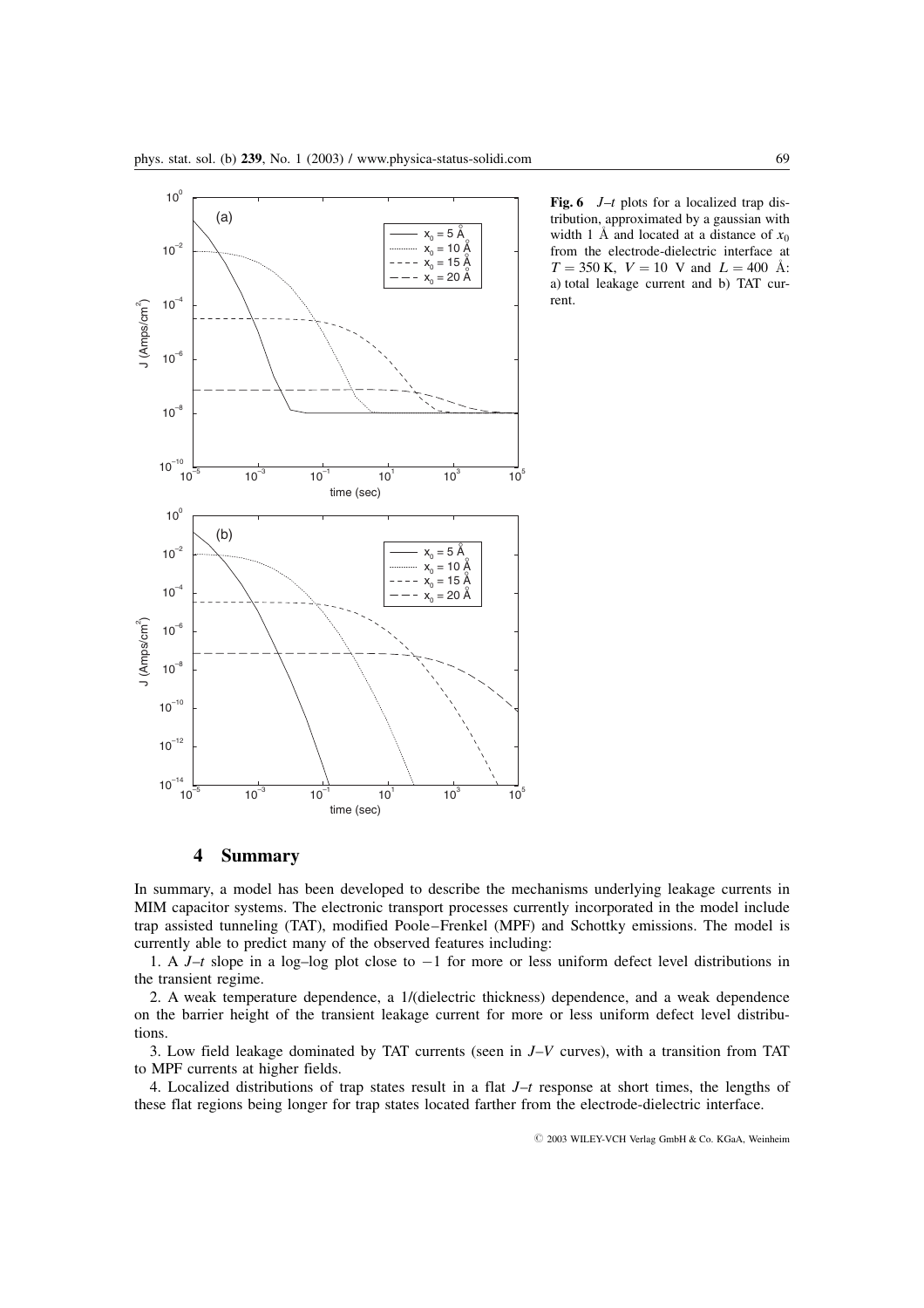**Fig. 6** *J–t* plots for a localized trap distribution, approximated by a gaussian with width 1 Å and located at a distance of $x_0$ from the electrode-dielectric interface at $T = 350$ K, $V = 10$ V and $L = 400$ Å: a) total leakage current and b) TAT current.

## 4 Summary

In summary, a model has been developed to describe the mechanisms underlying leakage currents in MIM capacitor systems. The electronic transport processes currently incorporated in the model include trap assisted tunneling (TAT), modified Poole–Frenkel (MPF) and Schottky emissions. The model is currently able to predict many of the observed features including:

1. A *J–t* slope in a log–log plot close to −1 for more or less uniform defect level distributions in the transient regime.

2. A weak temperature dependence, a 1/(dielectric thickness) dependence, and a weak dependence on the barrier height of the transient leakage current for more or less uniform defect level distributions.

3. Low field leakage dominated by TAT currents (seen in *J–V* curves), with a transition from TAT to MPF currents at higher fields.

4. Localized distributions of trap states result in a flat *J–t* response at short times, the lengths of these flat regions being longer for trap states located farther from the electrode-dielectric interface.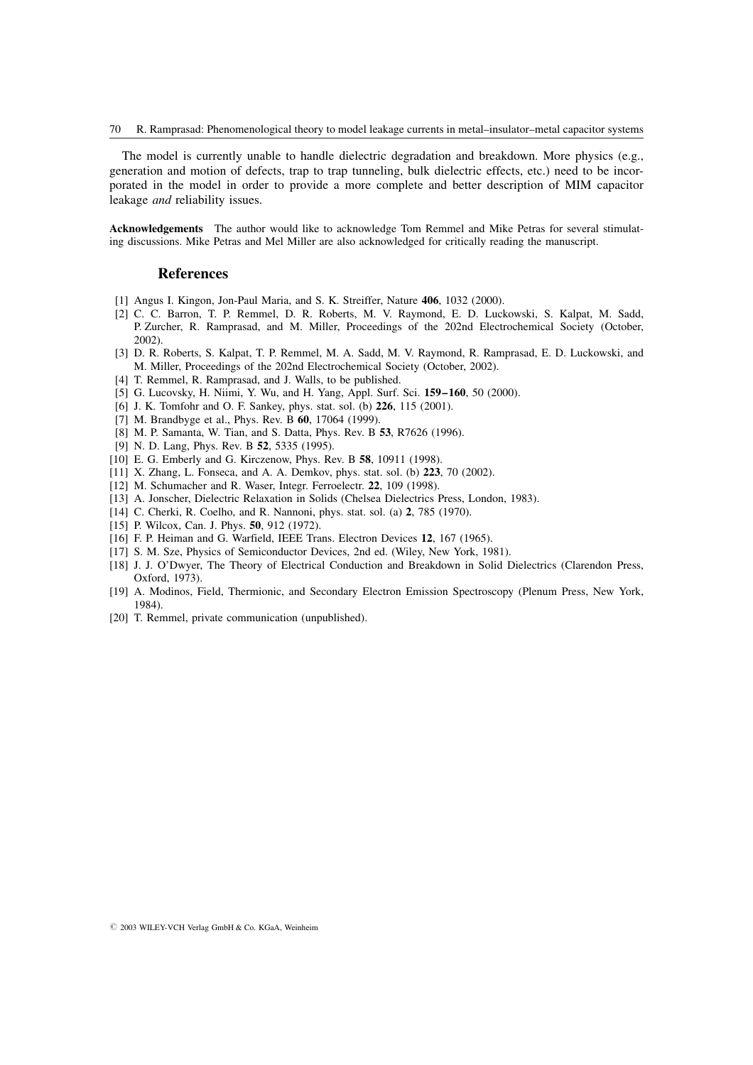The model is currently unable to handle dielectric degradation and breakdown. More physics (e.g., generation and motion of defects, trap to trap tunneling, bulk dielectric effects, etc.) need to be incorporated in the model in order to provide a more complete and better description of MIM capacitor leakage *and* reliability issues.

**Acknowledgements** The author would like to acknowledge Tom Remmel and Mike Petras for several stimulating discussions. Mike Petras and Mel Miller are also acknowledged for critically reading the manuscript.

## References

[1] Angus I. Kingon, Jon-Paul Maria, and S. K. Streiffer, Nature **406**, 1032 (2000).

[2] C. C. Barron, T. P. Remmel, D. R. Roberts, M. V. Raymond, E. D. Luckowski, S. Kalpat, M. Sadd, P. Zurcher, R. Ramprasad, and M. Miller, Proceedings of the 202nd Electrochemical Society (October, 2002).

[3] D. R. Roberts, S. Kalpat, T. P. Remmel, M. A. Sadd, M. V. Raymond, R. Ramprasad, E. D. Luckowski, and M. Miller, Proceedings of the 202nd Electrochemical Society (October, 2002).

[4] T. Remmel, R. Ramprasad, and J. Walls, to be published.

[5] G. Lucovsky, H. Niimi, Y. Wu, and H. Yang, Appl. Surf. Sci. **159–160**, 50 (2000).

[6] J. K. Tomfohr and O. F. Sankey, phys. stat. sol. (b) **226**, 115 (2001).

[7] M. Brandbyge et al., Phys. Rev. B **60**, 17064 (1999).

[8] M. P. Samanta, W. Tian, and S. Datta, Phys. Rev. B **53**, R7626 (1996).

[9] N. D. Lang, Phys. Rev. B **52**, 5335 (1995).

[10] E. G. Emberly and G. Kirczenow, Phys. Rev. B **58**, 10911 (1998).

[11] X. Zhang, L. Fonseca, and A. A. Demkov, phys. stat. sol. (b) **223**, 70 (2002).

[12] M. Schumacher and R. Waser, Integr. Ferroelectr. **22**, 109 (1998).

[13] A. Jonscher, Dielectric Relaxation in Solids (Chelsea Dielectrics Press, London, 1983).

[14] C. Cherki, R. Coelho, and R. Nannoni, phys. stat. sol. (a) **2**, 785 (1970).

[15] P. Wilcox, Can. J. Phys. **50**, 912 (1972).

[16] F. P. Heiman and G. Warfield, IEEE Trans. Electron Devices **12**, 167 (1965).

[17] S. M. Sze, Physics of Semiconductor Devices, 2nd ed. (Wiley, New York, 1981).

[18] J. J. O'Dwyer, The Theory of Electrical Conduction and Breakdown in Solid Dielectrics (Clarendon Press, Oxford, 1973).

[19] A. Modinos, Field, Thermionic, and Secondary Electron Emission Spectroscopy (Plenum Press, New York, 1984).

[20] T. Remmel, private communication (unpublished).